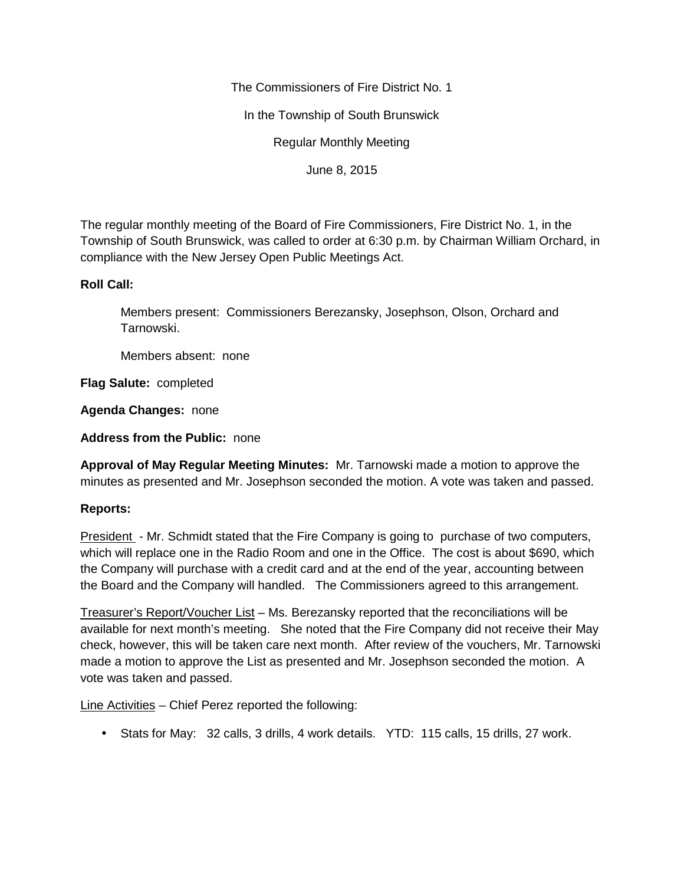The Commissioners of Fire District No. 1

In the Township of South Brunswick

Regular Monthly Meeting

June 8, 2015

The regular monthly meeting of the Board of Fire Commissioners, Fire District No. 1, in the Township of South Brunswick, was called to order at 6:30 p.m. by Chairman William Orchard, in compliance with the New Jersey Open Public Meetings Act.

**Roll Call:**

Members present: Commissioners Berezansky, Josephson, Olson, Orchard and Tarnowski.

Members absent: none

**Flag Salute:** completed

**Agenda Changes:** none

**Address from the Public:** none

**Approval of May Regular Meeting Minutes:** Mr. Tarnowski made a motion to approve the minutes as presented and Mr. Josephson seconded the motion. A vote was taken and passed.

**Reports:**

<u>President</u> - Mr. Schmidt stated that the Fire Company is going to purchase of two computers, which will replace one in the Radio Room and one in the Office. The cost is about $690, which the Company will purchase with a credit card and at the end of the year, accounting between the Board and the Company will handled. The Commissioners agreed to this arrangement.

<u>Treasurer's Report/Voucher List</u> – Ms. Berezansky reported that the reconciliations will be available for next month's meeting. She noted that the Fire Company did not receive their May check, however, this will be taken care next month. After review of the vouchers, Mr. Tarnowski made a motion to approve the List as presented and Mr. Josephson seconded the motion. A vote was taken and passed.

<u>Line Activities</u> – Chief Perez reported the following:

- Stats for May: 32 calls, 3 drills, 4 work details. YTD: 115 calls, 15 drills, 27 work.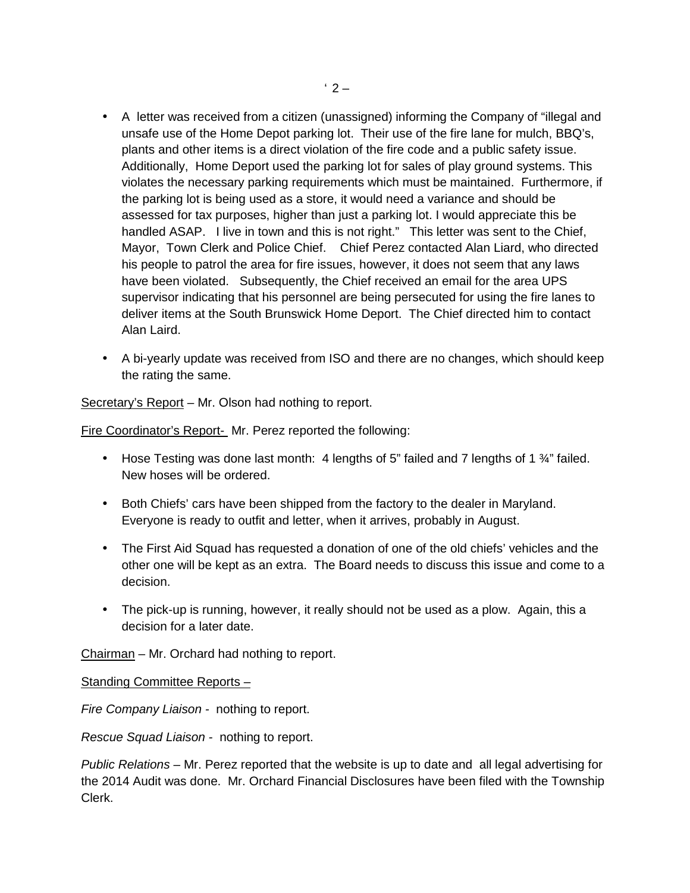- A letter was received from a citizen (unassigned) informing the Company of "illegal and unsafe use of the Home Depot parking lot. Their use of the fire lane for mulch, BBQ's, plants and other items is a direct violation of the fire code and a public safety issue. Additionally, Home Deport used the parking lot for sales of play ground systems. This violates the necessary parking requirements which must be maintained. Furthermore, if the parking lot is being used as a store, it would need a variance and should be assessed for tax purposes, higher than just a parking lot. I would appreciate this be handled ASAP. I live in town and this is not right." This letter was sent to the Chief, Mayor, Town Clerk and Police Chief. Chief Perez contacted Alan Liard, who directed his people to patrol the area for fire issues, however, it does not seem that any laws have been violated. Subsequently, the Chief received an email for the area UPS supervisor indicating that his personnel are being persecuted for using the fire lanes to deliver items at the South Brunswick Home Deport. The Chief directed him to contact Alan Laird.

- A bi-yearly update was received from ISO and there are no changes, which should keep the rating the same.

Secretary's Report – Mr. Olson had nothing to report.

Fire Coordinator's Report- Mr. Perez reported the following:

- Hose Testing was done last month: 4 lengths of 5" failed and 7 lengths of 1 ¾" failed. New hoses will be ordered.

- Both Chiefs' cars have been shipped from the factory to the dealer in Maryland. Everyone is ready to outfit and letter, when it arrives, probably in August.

- The First Aid Squad has requested a donation of one of the old chiefs' vehicles and the other one will be kept as an extra. The Board needs to discuss this issue and come to a decision.

- The pick-up is running, however, it really should not be used as a plow. Again, this a decision for a later date.

Chairman – Mr. Orchard had nothing to report.

Standing Committee Reports –

*Fire Company Liaison* - nothing to report.

*Rescue Squad Liaison* - nothing to report.

*Public Relations* – Mr. Perez reported that the website is up to date and all legal advertising for the 2014 Audit was done. Mr. Orchard Financial Disclosures have been filed with the Township Clerk.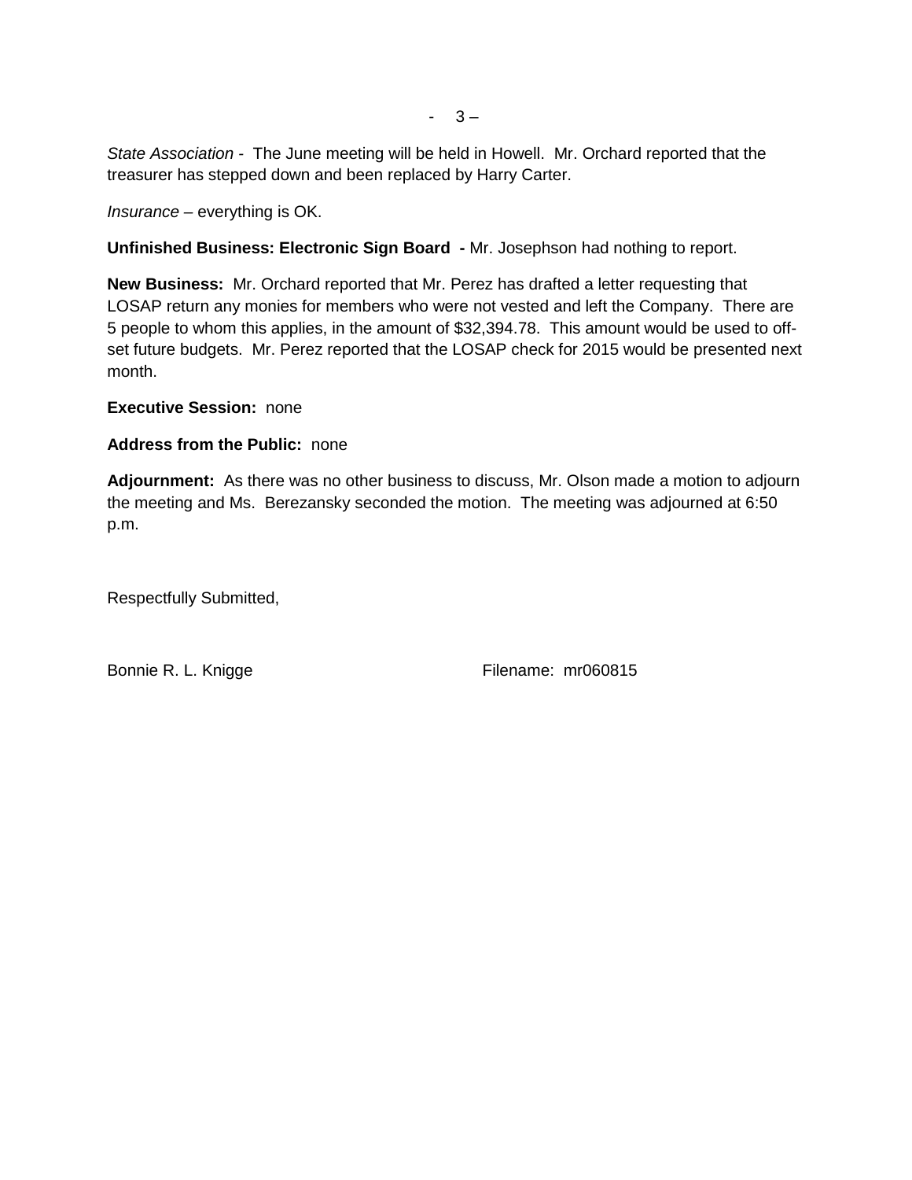*State Association* - The June meeting will be held in Howell. Mr. Orchard reported that the treasurer has stepped down and been replaced by Harry Carter.

*Insurance* – everything is OK.

**Unfinished Business: Electronic Sign Board -** Mr. Josephson had nothing to report.

**New Business:** Mr. Orchard reported that Mr. Perez has drafted a letter requesting that LOSAP return any monies for members who were not vested and left the Company. There are 5 people to whom this applies, in the amount of $32,394.78. This amount would be used to off-set future budgets. Mr. Perez reported that the LOSAP check for 2015 would be presented next month.

**Executive Session:** none

**Address from the Public:** none

**Adjournment:** As there was no other business to discuss, Mr. Olson made a motion to adjourn the meeting and Ms. Berezansky seconded the motion. The meeting was adjourned at 6:50 p.m.

Respectfully Submitted,

Bonnie R. L. Knigge Filename: mr060815